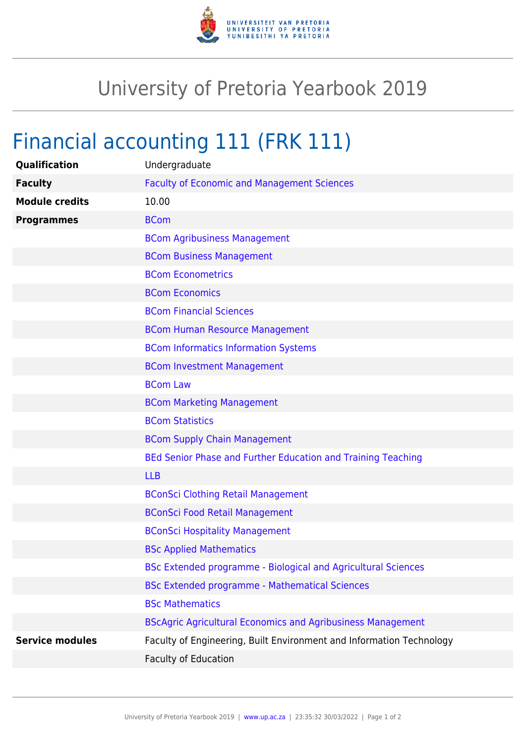# University of Pretoria Yearbook 2019

## Financial accounting 111 (FRK 111)

| | |
|---|---|
| **Qualification** | Undergraduate |
| **Faculty** | Faculty of Economic and Management Sciences |
| **Module credits** | 10.00 |
| **Programmes** | BCom |
| | BCom Agribusiness Management |
| | BCom Business Management |
| | BCom Econometrics |
| | BCom Economics |
| | BCom Financial Sciences |
| | BCom Human Resource Management |
| | BCom Informatics Information Systems |
| | BCom Investment Management |
| | BCom Law |
| | BCom Marketing Management |
| | BCom Statistics |
| | BCom Supply Chain Management |
| | BEd Senior Phase and Further Education and Training Teaching |
| | LLB |
| | BConSci Clothing Retail Management |
| | BConSci Food Retail Management |
| | BConSci Hospitality Management |
| | BSc Applied Mathematics |
| | BSc Extended programme - Biological and Agricultural Sciences |
| | BSc Extended programme - Mathematical Sciences |
| | BSc Mathematics |
| | BScAgric Agricultural Economics and Agribusiness Management |
| **Service modules** | Faculty of Engineering, Built Environment and Information Technology |
| | Faculty of Education |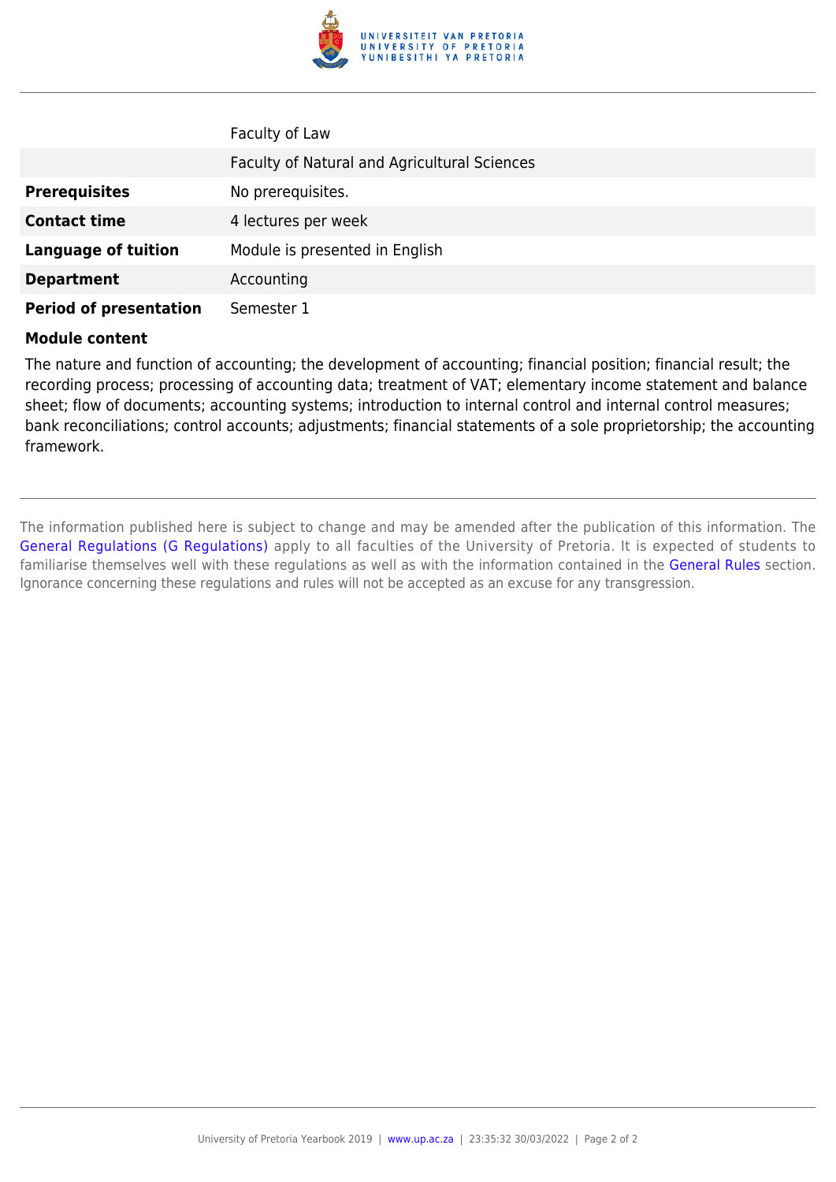| | |
|---|---|
| | Faculty of Law |
| | Faculty of Natural and Agricultural Sciences |
| **Prerequisites** | No prerequisites. |
| **Contact time** | 4 lectures per week |
| **Language of tuition** | Module is presented in English |
| **Department** | Accounting |
| **Period of presentation** | Semester 1 |

**Module content**

The nature and function of accounting; the development of accounting; financial position; financial result; the recording process; processing of accounting data; treatment of VAT; elementary income statement and balance sheet; flow of documents; accounting systems; introduction to internal control and internal control measures; bank reconciliations; control accounts; adjustments; financial statements of a sole proprietorship; the accounting framework.

The information published here is subject to change and may be amended after the publication of this information. The General Regulations (G Regulations) apply to all faculties of the University of Pretoria. It is expected of students to familiarise themselves well with these regulations as well as with the information contained in the General Rules section. Ignorance concerning these regulations and rules will not be accepted as an excuse for any transgression.